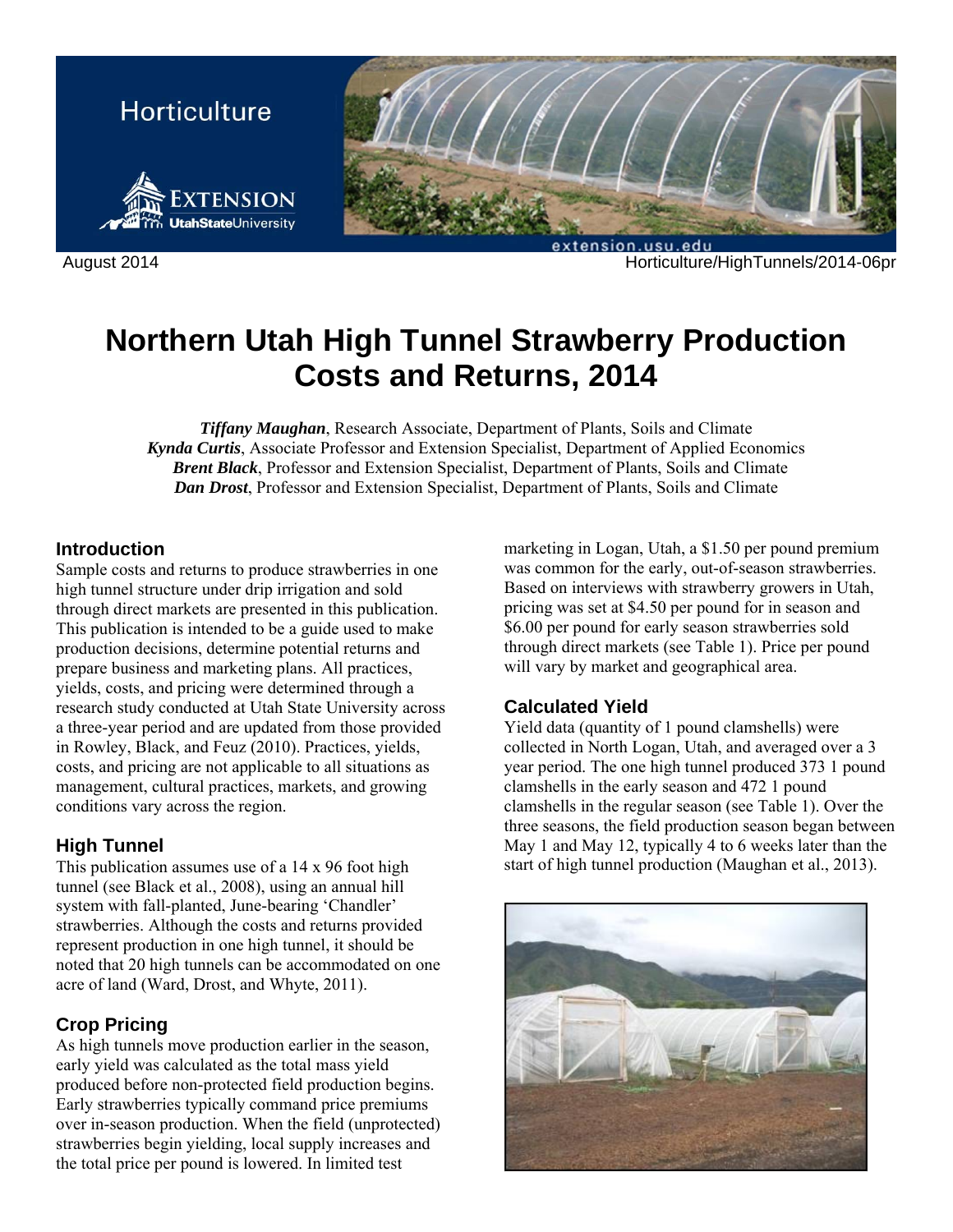Horticulture

August 2014

Horticulture/HighTunnels/2014-06pr

# Northern Utah High Tunnel Strawberry Production Costs and Returns, 2014

***Tiffany Maughan***, Research Associate, Department of Plants, Soils and Climate
***Kynda Curtis***, Associate Professor and Extension Specialist, Department of Applied Economics
***Brent Black***, Professor and Extension Specialist, Department of Plants, Soils and Climate
***Dan Drost***, Professor and Extension Specialist, Department of Plants, Soils and Climate

## Introduction

Sample costs and returns to produce strawberries in one high tunnel structure under drip irrigation and sold through direct markets are presented in this publication. This publication is intended to be a guide used to make production decisions, determine potential returns and prepare business and marketing plans. All practices, yields, costs, and pricing were determined through a research study conducted at Utah State University across a three-year period and are updated from those provided in Rowley, Black, and Feuz (2010). Practices, yields, costs, and pricing are not applicable to all situations as management, cultural practices, markets, and growing conditions vary across the region.

## High Tunnel

This publication assumes use of a 14 x 96 foot high tunnel (see Black et al., 2008), using an annual hill system with fall-planted, June-bearing 'Chandler' strawberries. Although the costs and returns provided represent production in one high tunnel, it should be noted that 20 high tunnels can be accommodated on one acre of land (Ward, Drost, and Whyte, 2011).

## Crop Pricing

As high tunnels move production earlier in the season, early yield was calculated as the total mass yield produced before non-protected field production begins. Early strawberries typically command price premiums over in-season production. When the field (unprotected) strawberries begin yielding, local supply increases and the total price per pound is lowered. In limited test marketing in Logan, Utah, a $1.50 per pound premium was common for the early, out-of-season strawberries. Based on interviews with strawberry growers in Utah, pricing was set at $4.50 per pound for in season and $6.00 per pound for early season strawberries sold through direct markets (see Table 1). Price per pound will vary by market and geographical area.

## Calculated Yield

Yield data (quantity of 1 pound clamshells) were collected in North Logan, Utah, and averaged over a 3 year period. The one high tunnel produced 373 1 pound clamshells in the early season and 472 1 pound clamshells in the regular season (see Table 1). Over the three seasons, the field production season began between May 1 and May 12, typically 4 to 6 weeks later than the start of high tunnel production (Maughan et al., 2013).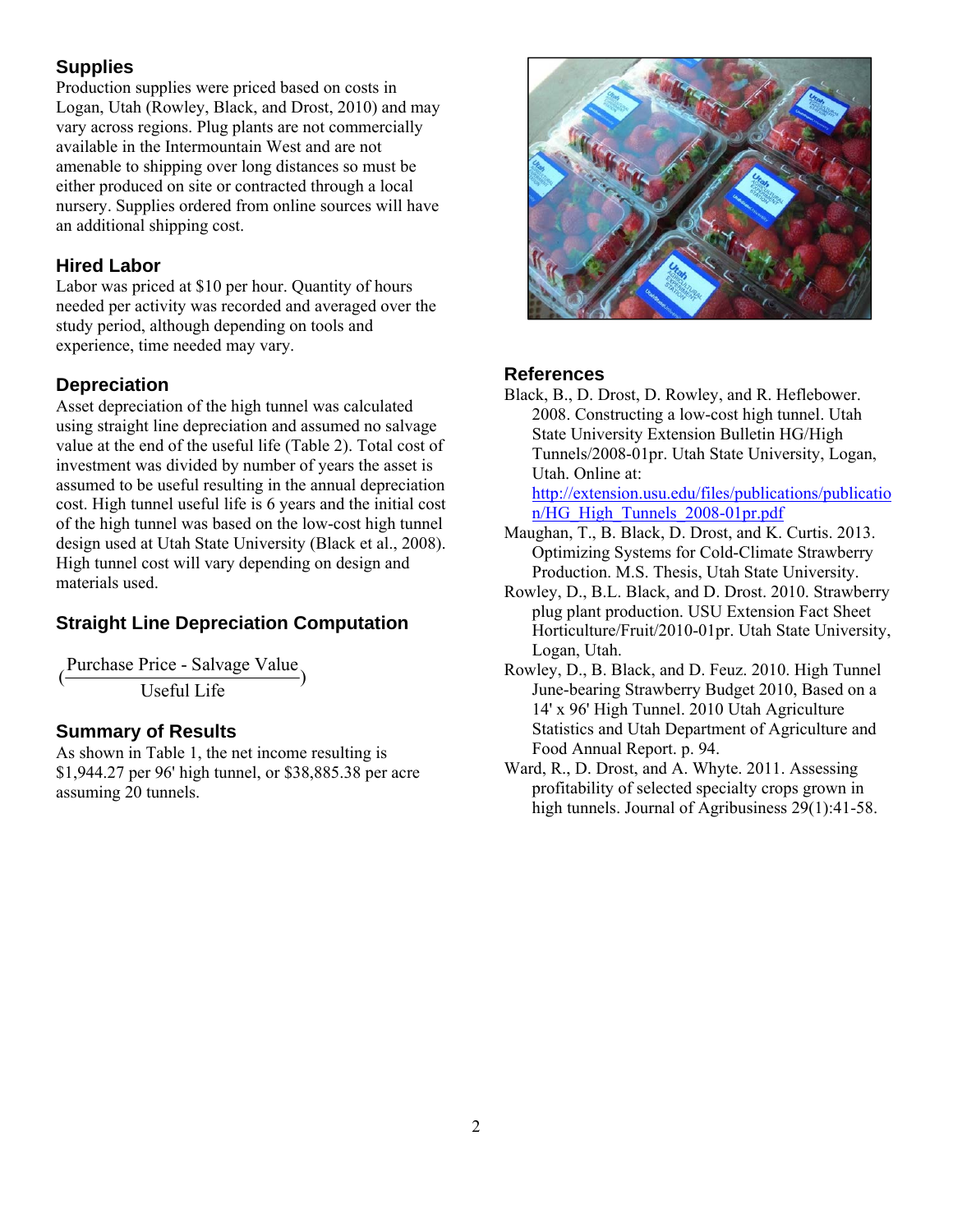## Supplies

Production supplies were priced based on costs in Logan, Utah (Rowley, Black, and Drost, 2010) and may vary across regions. Plug plants are not commercially available in the Intermountain West and are not amenable to shipping over long distances so must be either produced on site or contracted through a local nursery. Supplies ordered from online sources will have an additional shipping cost.

## Hired Labor

Labor was priced at $10 per hour. Quantity of hours needed per activity was recorded and averaged over the study period, although depending on tools and experience, time needed may vary.

## Depreciation

Asset depreciation of the high tunnel was calculated using straight line depreciation and assumed no salvage value at the end of the useful life (Table 2). Total cost of investment was divided by number of years the asset is assumed to be useful resulting in the annual depreciation cost. High tunnel useful life is 6 years and the initial cost of the high tunnel was based on the low-cost high tunnel design used at Utah State University (Black et al., 2008). High tunnel cost will vary depending on design and materials used.

## Straight Line Depreciation Computation

$$\left(\frac{\text{Purchase Price - Salvage Value}}{\text{Useful Life}}\right)$$

## Summary of Results

As shown in Table 1, the net income resulting is $1,944.27 per 96' high tunnel, or $38,885.38 per acre assuming 20 tunnels.

## References

Black, B., D. Drost, D. Rowley, and R. Heflebower. 2008. Constructing a low-cost high tunnel. Utah State University Extension Bulletin HG/High Tunnels/2008-01pr. Utah State University, Logan, Utah. Online at: http://extension.usu.edu/files/publications/publication/HG_High_Tunnels_2008-01pr.pdf

Maughan, T., B. Black, D. Drost, and K. Curtis. 2013. Optimizing Systems for Cold-Climate Strawberry Production. M.S. Thesis, Utah State University.

Rowley, D., B.L. Black, and D. Drost. 2010. Strawberry plug plant production. USU Extension Fact Sheet Horticulture/Fruit/2010-01pr. Utah State University, Logan, Utah.

Rowley, D., B. Black, and D. Feuz. 2010. High Tunnel June-bearing Strawberry Budget 2010, Based on a 14' x 96' High Tunnel. 2010 Utah Agriculture Statistics and Utah Department of Agriculture and Food Annual Report. p. 94.

Ward, R., D. Drost, and A. Whyte. 2011. Assessing profitability of selected specialty crops grown in high tunnels. Journal of Agribusiness 29(1):41-58.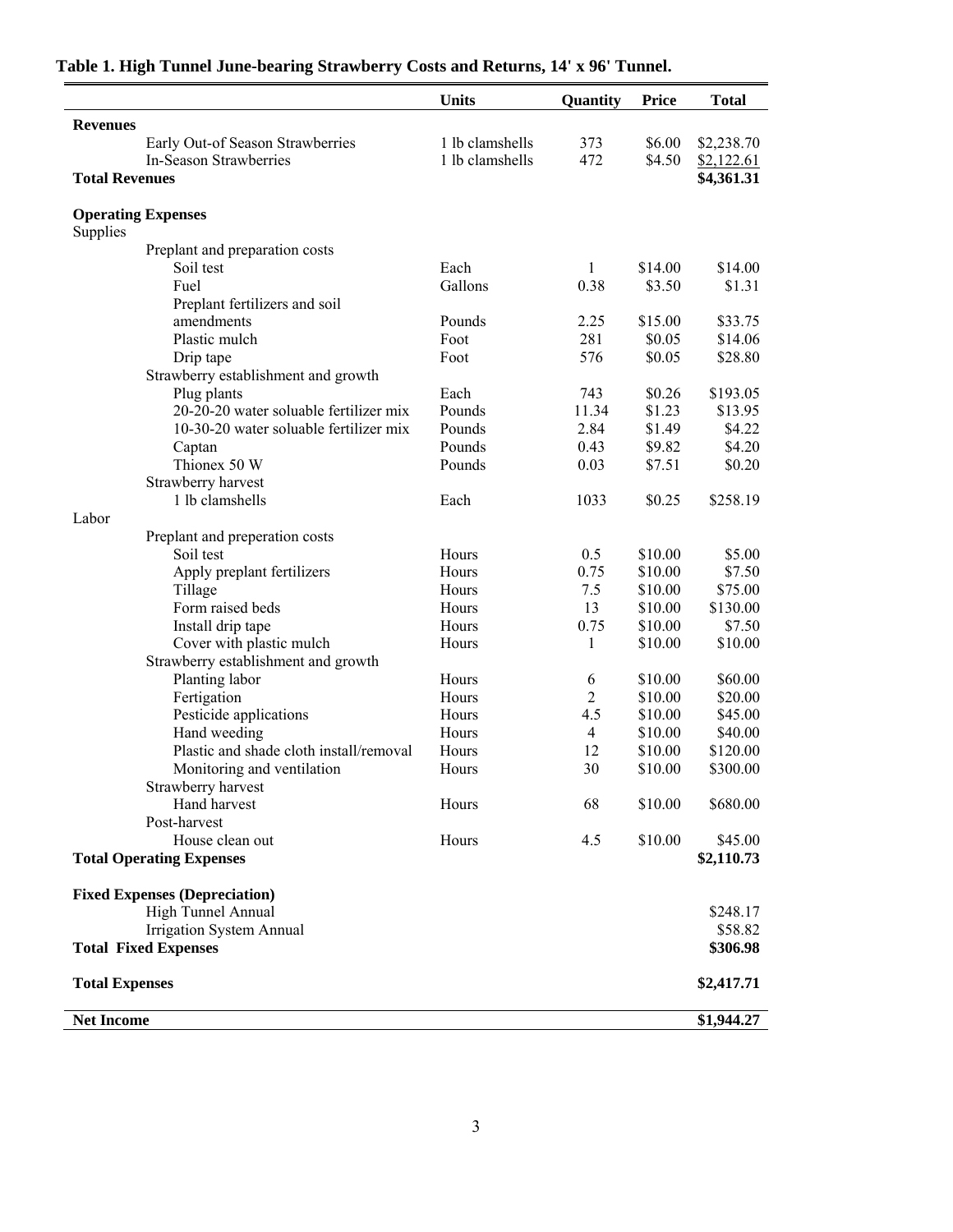**Table 1. High Tunnel June-bearing Strawberry Costs and Returns, 14' x 96' Tunnel.**

| | Units | Quantity | Price | Total |
|---|---|---|---|---|
| **Revenues** | | | | |
| Early Out-of Season Strawberries | 1 lb clamshells | 373 | $6.00 | $2,238.70 |
| In-Season Strawberries | 1 lb clamshells | 472 | $4.50 | $2,122.61 |
| **Total Revenues** | | | | **$4,361.31** |
| **Operating Expenses** | | | | |
| Supplies | | | | |
| Preplant and preparation costs | | | | |
| Soil test | Each | 1 | $14.00 | $14.00 |
| Fuel | Gallons | 0.38 | $3.50 | $1.31 |
| Preplant fertilizers and soil amendments | Pounds | 2.25 | $15.00 | $33.75 |
| Plastic mulch | Foot | 281 | $0.05 | $14.06 |
| Drip tape | Foot | 576 | $0.05 | $28.80 |
| Strawberry establishment and growth | | | | |
| Plug plants | Each | 743 | $0.26 | $193.05 |
| 20-20-20 water soluable fertilizer mix | Pounds | 11.34 | $1.23 | $13.95 |
| 10-30-20 water soluable fertilizer mix | Pounds | 2.84 | $1.49 | $4.22 |
| Captan | Pounds | 0.43 | $9.82 | $4.20 |
| Thionex 50 W | Pounds | 0.03 | $7.51 | $0.20 |
| Strawberry harvest | | | | |
| 1 lb clamshells | Each | 1033 | $0.25 | $258.19 |
| Labor | | | | |
| Preplant and preperation costs | | | | |
| Soil test | Hours | 0.5 | $10.00 | $5.00 |
| Apply preplant fertilizers | Hours | 0.75 | $10.00 | $7.50 |
| Tillage | Hours | 7.5 | $10.00 | $75.00 |
| Form raised beds | Hours | 13 | $10.00 | $130.00 |
| Install drip tape | Hours | 0.75 | $10.00 | $7.50 |
| Cover with plastic mulch | Hours | 1 | $10.00 | $10.00 |
| Strawberry establishment and growth | | | | |
| Planting labor | Hours | 6 | $10.00 | $60.00 |
| Fertigation | Hours | 2 | $10.00 | $20.00 |
| Pesticide applications | Hours | 4.5 | $10.00 | $45.00 |
| Hand weeding | Hours | 4 | $10.00 | $40.00 |
| Plastic and shade cloth install/removal | Hours | 12 | $10.00 | $120.00 |
| Monitoring and ventilation | Hours | 30 | $10.00 | $300.00 |
| Strawberry harvest | | | | |
| Hand harvest | Hours | 68 | $10.00 | $680.00 |
| Post-harvest | | | | |
| House clean out | Hours | 4.5 | $10.00 | $45.00 |
| **Total Operating Expenses** | | | | **$2,110.73** |
| **Fixed Expenses (Depreciation)** | | | | |
| High Tunnel Annual | | | | $248.17 |
| Irrigation System Annual | | | | $58.82 |
| **Total Fixed Expenses** | | | | **$306.98** |
| **Total Expenses** | | | | **$2,417.71** |
| **Net Income** | | | | **$1,944.27** |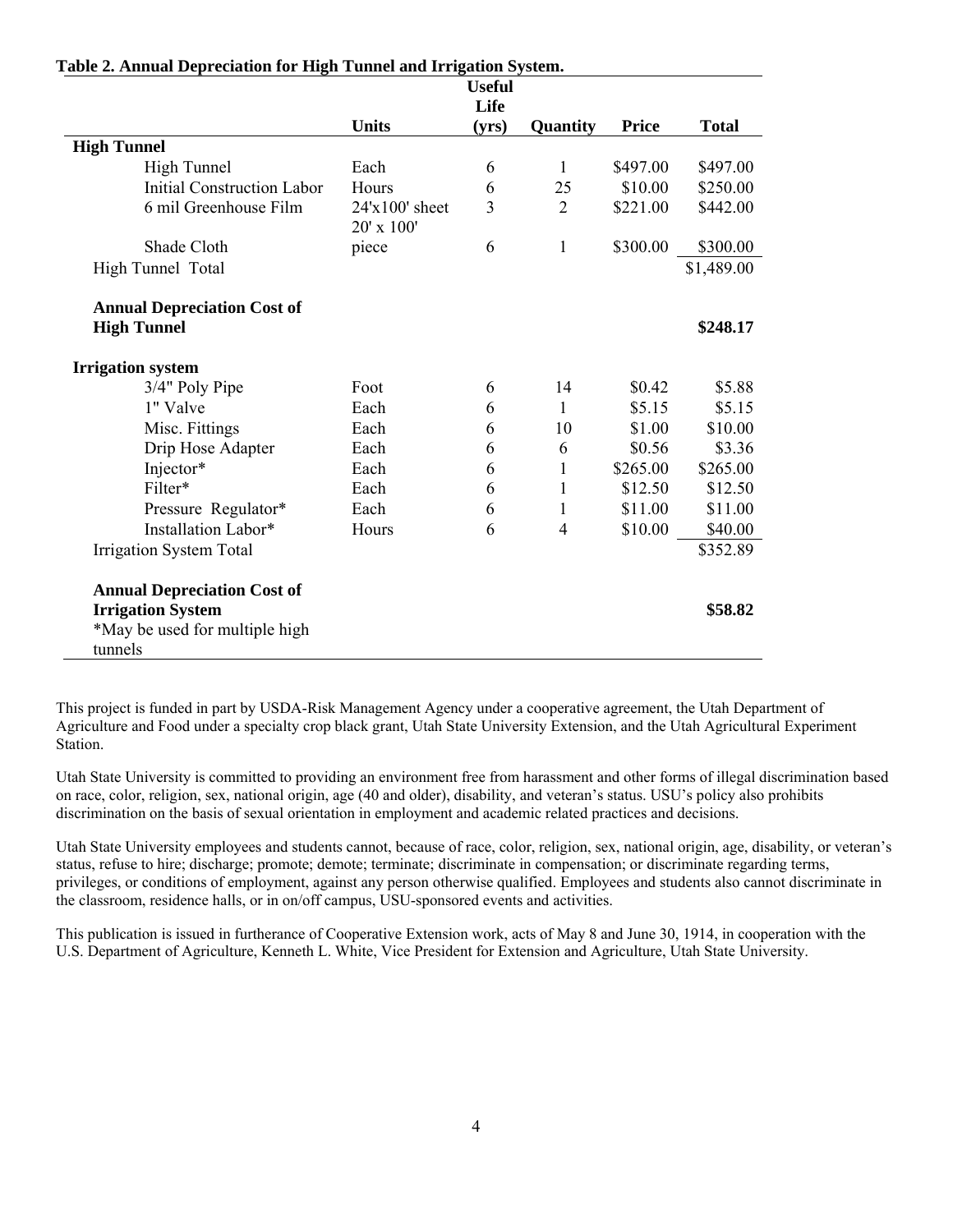**Table 2. Annual Depreciation for High Tunnel and Irrigation System.**

| | Units | Useful Life (yrs) | Quantity | Price | Total |
|---|---|---|---|---|---|
| **High Tunnel** | | | | | |
| High Tunnel | Each | 6 | 1 | $497.00 | $497.00 |
| Initial Construction Labor | Hours | 6 | 25 | $10.00 | $250.00 |
| 6 mil Greenhouse Film | 24'x100' sheet 20' x 100' | 3 | 2 | $221.00 | $442.00 |
| Shade Cloth | piece | 6 | 1 | $300.00 | $300.00 |
| High Tunnel Total | | | | | $1,489.00 |
| **Annual Depreciation Cost of High Tunnel** | | | | | **$248.17** |
| **Irrigation system** | | | | | |
| 3/4" Poly Pipe | Foot | 6 | 14 | $0.42 | $5.88 |
| 1" Valve | Each | 6 | 1 | $5.15 | $5.15 |
| Misc. Fittings | Each | 6 | 10 | $1.00 | $10.00 |
| Drip Hose Adapter | Each | 6 | 6 | $0.56 | $3.36 |
| Injector* | Each | 6 | 1 | $265.00 | $265.00 |
| Filter* | Each | 6 | 1 | $12.50 | $12.50 |
| Pressure Regulator* | Each | 6 | 1 | $11.00 | $11.00 |
| Installation Labor* | Hours | 6 | 4 | $10.00 | $40.00 |
| Irrigation System Total | | | | | $352.89 |
| **Annual Depreciation Cost of Irrigation System** | | | | | **$58.82** |

*May be used for multiple high tunnels

This project is funded in part by USDA-Risk Management Agency under a cooperative agreement, the Utah Department of Agriculture and Food under a specialty crop black grant, Utah State University Extension, and the Utah Agricultural Experiment Station.

Utah State University is committed to providing an environment free from harassment and other forms of illegal discrimination based on race, color, religion, sex, national origin, age (40 and older), disability, and veteran's status. USU's policy also prohibits discrimination on the basis of sexual orientation in employment and academic related practices and decisions.

Utah State University employees and students cannot, because of race, color, religion, sex, national origin, age, disability, or veteran's status, refuse to hire; discharge; promote; demote; terminate; discriminate in compensation; or discriminate regarding terms, privileges, or conditions of employment, against any person otherwise qualified. Employees and students also cannot discriminate in the classroom, residence halls, or in on/off campus, USU-sponsored events and activities.

This publication is issued in furtherance of Cooperative Extension work, acts of May 8 and June 30, 1914, in cooperation with the U.S. Department of Agriculture, Kenneth L. White, Vice President for Extension and Agriculture, Utah State University.